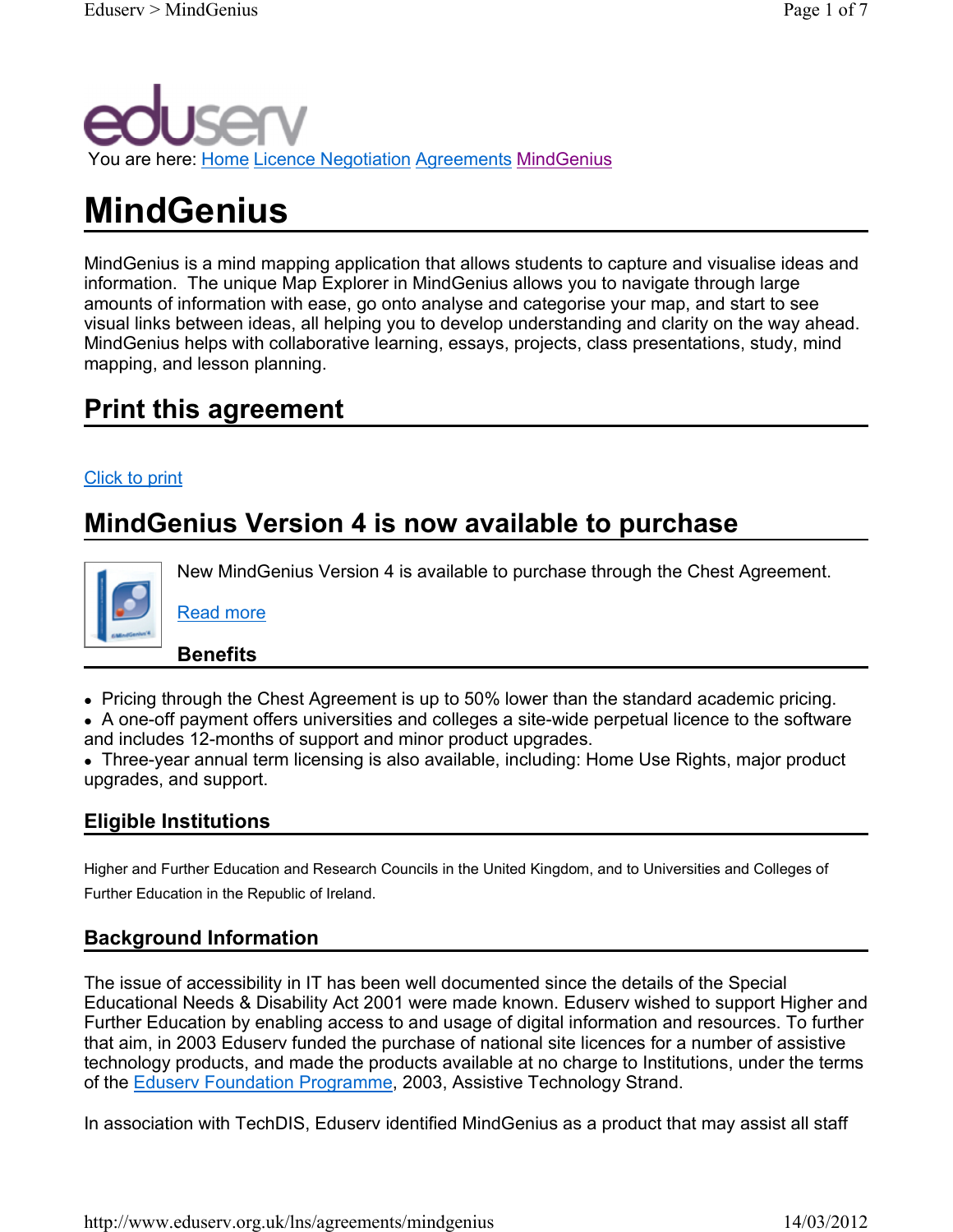You are here: Home Licence Negotiation Agreements MindGenius

# MindGenius

MindGenius is a mind mapping application that allows students to capture and visualise ideas and information. The unique Map Explorer in MindGenius allows you to navigate through large amounts of information with ease, go onto analyse and categorise your map, and start to see visual links between ideas, all helping you to develop understanding and clarity on the way ahead. MindGenius helps with collaborative learning, essays, projects, class presentations, study, mind mapping, and lesson planning.

## Print this agreement

Click to print

## MindGenius Version 4 is now available to purchase

New MindGenius Version 4 is available to purchase through the Chest Agreement.

Read more

### Benefits

- Pricing through the Chest Agreement is up to 50% lower than the standard academic pricing.
- A one-off payment offers universities and colleges a site-wide perpetual licence to the software and includes 12-months of support and minor product upgrades.
- Three-year annual term licensing is also available, including: Home Use Rights, major product upgrades, and support.

### Eligible Institutions

Higher and Further Education and Research Councils in the United Kingdom, and to Universities and Colleges of Further Education in the Republic of Ireland.

### Background Information

The issue of accessibility in IT has been well documented since the details of the Special Educational Needs & Disability Act 2001 were made known. Eduserv wished to support Higher and Further Education by enabling access to and usage of digital information and resources. To further that aim, in 2003 Eduserv funded the purchase of national site licences for a number of assistive technology products, and made the products available at no charge to Institutions, under the terms of the Eduserv Foundation Programme, 2003, Assistive Technology Strand.

In association with TechDIS, Eduserv identified MindGenius as a product that may assist all staff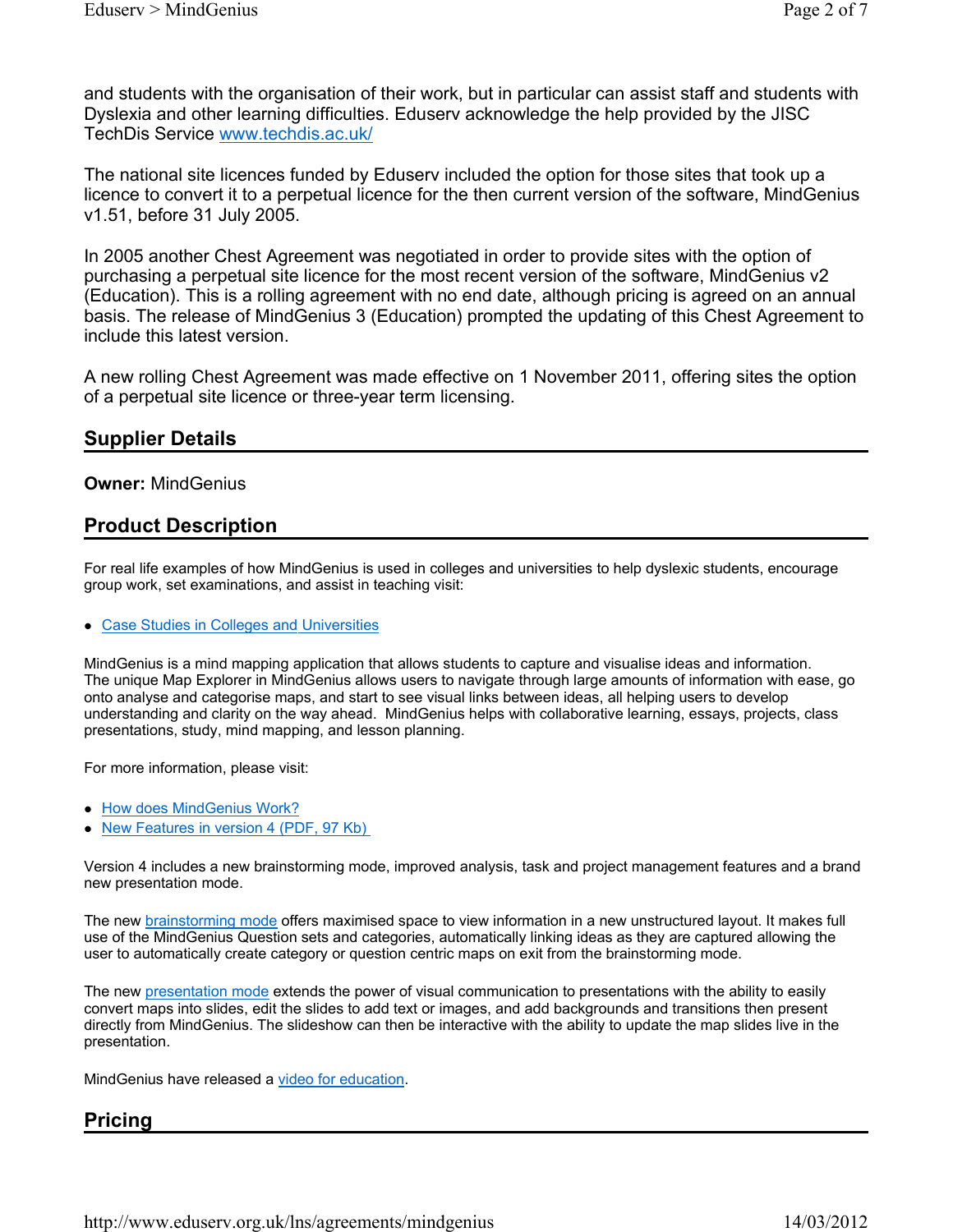and students with the organisation of their work, but in particular can assist staff and students with Dyslexia and other learning difficulties. Eduserv acknowledge the help provided by the JISC TechDis Service [www.techdis.ac.uk/](http://www.techdis.ac.uk/)

The national site licences funded by Eduserv included the option for those sites that took up a licence to convert it to a perpetual licence for the then current version of the software, MindGenius v1.51, before 31 July 2005.

In 2005 another Chest Agreement was negotiated in order to provide sites with the option of purchasing a perpetual site licence for the most recent version of the software, MindGenius v2 (Education). This is a rolling agreement with no end date, although pricing is agreed on an annual basis. The release of MindGenius 3 (Education) prompted the updating of this Chest Agreement to include this latest version.

A new rolling Chest Agreement was made effective on 1 November 2011, offering sites the option of a perpetual site licence or three-year term licensing.

## Supplier Details

**Owner:** MindGenius

## Product Description

For real life examples of how MindGenius is used in colleges and universities to help dyslexic students, encourage group work, set examinations, and assist in teaching visit:

- Case Studies in Colleges and Universities

MindGenius is a mind mapping application that allows students to capture and visualise ideas and information. The unique Map Explorer in MindGenius allows users to navigate through large amounts of information with ease, go onto analyse and categorise maps, and start to see visual links between ideas, all helping users to develop understanding and clarity on the way ahead. MindGenius helps with collaborative learning, essays, projects, class presentations, study, mind mapping, and lesson planning.

For more information, please visit:

- How does MindGenius Work?
- New Features in version 4 (PDF, 97 Kb)

Version 4 includes a new brainstorming mode, improved analysis, task and project management features and a brand new presentation mode.

The new brainstorming mode offers maximised space to view information in a new unstructured layout. It makes full use of the MindGenius Question sets and categories, automatically linking ideas as they are captured allowing the user to automatically create category or question centric maps on exit from the brainstorming mode.

The new presentation mode extends the power of visual communication to presentations with the ability to easily convert maps into slides, edit the slides to add text or images, and add backgrounds and transitions then present directly from MindGenius. The slideshow can then be interactive with the ability to update the map slides live in the presentation.

MindGenius have released a video for education.

## Pricing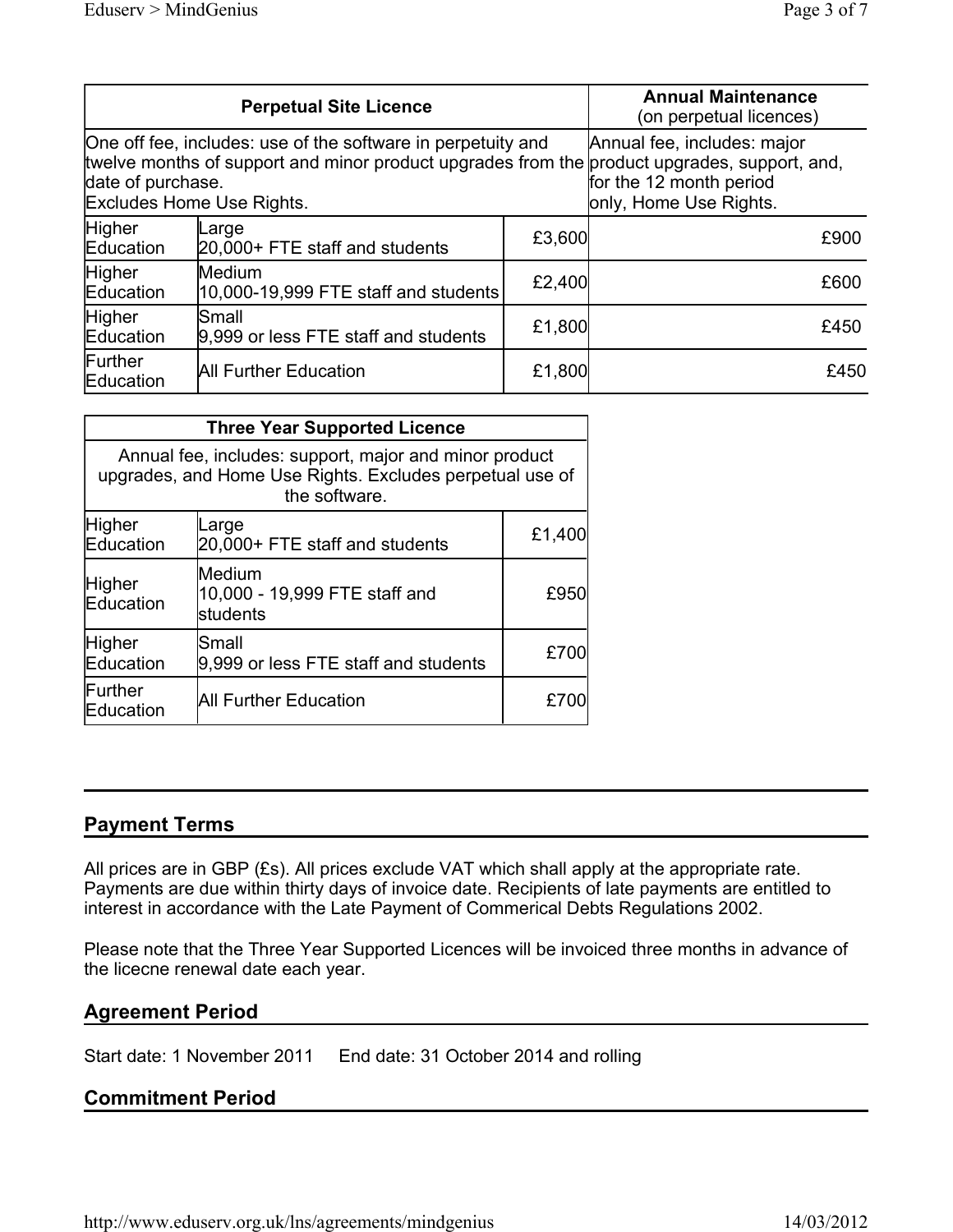| Perpetual Site Licence | | | Annual Maintenance (on perpetual licences) |
|---|---|---|---|
| One off fee, includes: use of the software in perpetuity and twelve months of support and minor product upgrades from the date of purchase. Excludes Home Use Rights. | | | Annual fee, includes: major product upgrades, support, and, for the 12 month period only, Home Use Rights. |
| Higher Education | Large 20,000+ FTE staff and students | £3,600 | £900 |
| Higher Education | Medium 10,000-19,999 FTE staff and students | £2,400 | £600 |
| Higher Education | Small 9,999 or less FTE staff and students | £1,800 | £450 |
| Further Education | All Further Education | £1,800 | £450 |

| Three Year Supported Licence | | |
|---|---|---|
| Annual fee, includes: support, major and minor product upgrades, and Home Use Rights. Excludes perpetual use of the software. | | |
| Higher Education | Large 20,000+ FTE staff and students | £1,400 |
| Higher Education | Medium 10,000 - 19,999 FTE staff and students | £950 |
| Higher Education | Small 9,999 or less FTE staff and students | £700 |
| Further Education | All Further Education | £700 |

## Payment Terms

All prices are in GBP (£s). All prices exclude VAT which shall apply at the appropriate rate. Payments are due within thirty days of invoice date. Recipients of late payments are entitled to interest in accordance with the Late Payment of Commerical Debts Regulations 2002.

Please note that the Three Year Supported Licences will be invoiced three months in advance of the licecne renewal date each year.

## Agreement Period

Start date: 1 November 2011 End date: 31 October 2014 and rolling

## Commitment Period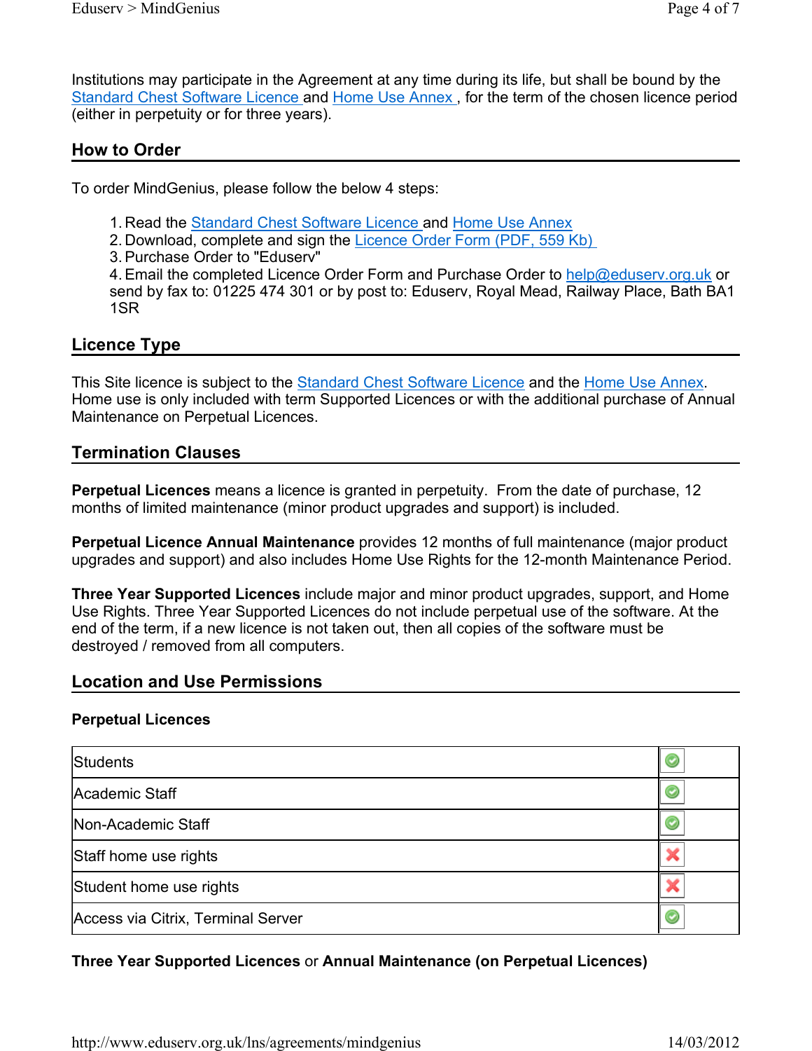Institutions may participate in the Agreement at any time during its life, but shall be bound by the Standard Chest Software Licence and Home Use Annex , for the term of the chosen licence period (either in perpetuity or for three years).

## How to Order

To order MindGenius, please follow the below 4 steps:

1. Read the Standard Chest Software Licence and Home Use Annex
2. Download, complete and sign the Licence Order Form (PDF, 559 Kb)
3. Purchase Order to "Eduserv"
4. Email the completed Licence Order Form and Purchase Order to help@eduserv.org.uk or send by fax to: 01225 474 301 or by post to: Eduserv, Royal Mead, Railway Place, Bath BA1 1SR

## Licence Type

This Site licence is subject to the Standard Chest Software Licence and the Home Use Annex. Home use is only included with term Supported Licences or with the additional purchase of Annual Maintenance on Perpetual Licences.

## Termination Clauses

**Perpetual Licences** means a licence is granted in perpetuity. From the date of purchase, 12 months of limited maintenance (minor product upgrades and support) is included.

**Perpetual Licence Annual Maintenance** provides 12 months of full maintenance (major product upgrades and support) and also includes Home Use Rights for the 12-month Maintenance Period.

**Three Year Supported Licences** include major and minor product upgrades, support, and Home Use Rights. Three Year Supported Licences do not include perpetual use of the software. At the end of the term, if a new licence is not taken out, then all copies of the software must be destroyed / removed from all computers.

## Location and Use Permissions

**Perpetual Licences**

| | |
|---|---|
| Students | ✔ |
| Academic Staff | ✔ |
| Non-Academic Staff | ✔ |
| Staff home use rights | ✘ |
| Student home use rights | ✘ |
| Access via Citrix, Terminal Server | ✔ |

**Three Year Supported Licences** or **Annual Maintenance (on Perpetual Licences)**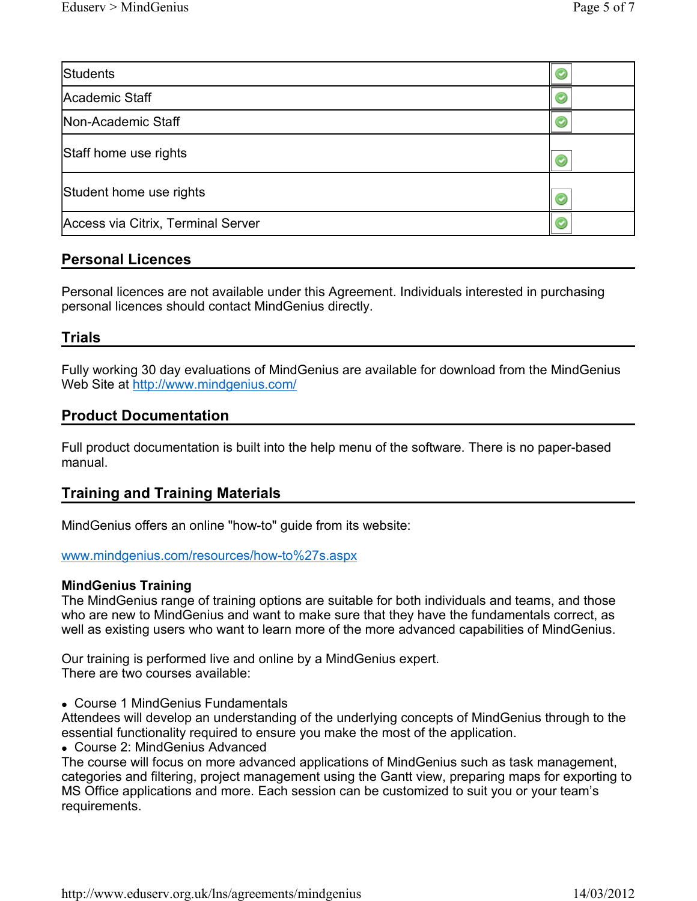| | |
|---|---|
| Students | ✓ |
| Academic Staff | ✓ |
| Non-Academic Staff | ✓ |
| Staff home use rights | ✓ |
| Student home use rights | ✓ |
| Access via Citrix, Terminal Server | ✓ |

## Personal Licences

Personal licences are not available under this Agreement. Individuals interested in purchasing personal licences should contact MindGenius directly.

## Trials

Fully working 30 day evaluations of MindGenius are available for download from the MindGenius Web Site at http://www.mindgenius.com/

## Product Documentation

Full product documentation is built into the help menu of the software. There is no paper-based manual.

## Training and Training Materials

MindGenius offers an online "how-to" guide from its website:

www.mindgenius.com/resources/how-to%27s.aspx

**MindGenius Training**
The MindGenius range of training options are suitable for both individuals and teams, and those who are new to MindGenius and want to make sure that they have the fundamentals correct, as well as existing users who want to learn more of the more advanced capabilities of MindGenius.

Our training is performed live and online by a MindGenius expert.
There are two courses available:

- Course 1 MindGenius Fundamentals

Attendees will develop an understanding of the underlying concepts of MindGenius through to the essential functionality required to ensure you make the most of the application.

- Course 2: MindGenius Advanced

The course will focus on more advanced applications of MindGenius such as task management, categories and filtering, project management using the Gantt view, preparing maps for exporting to MS Office applications and more. Each session can be customized to suit you or your team's requirements.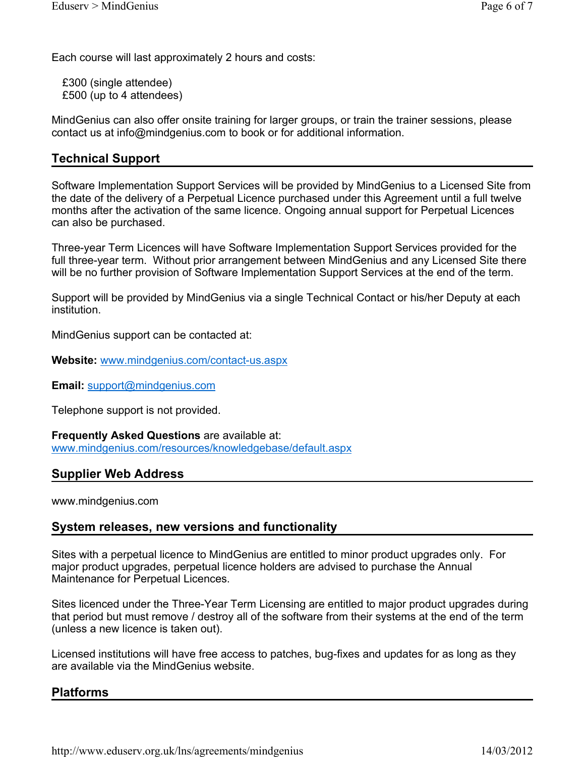Each course will last approximately 2 hours and costs:

£300 (single attendee)
£500 (up to 4 attendees)

MindGenius can also offer onsite training for larger groups, or train the trainer sessions, please contact us at info@mindgenius.com to book or for additional information.

## Technical Support

Software Implementation Support Services will be provided by MindGenius to a Licensed Site from the date of the delivery of a Perpetual Licence purchased under this Agreement until a full twelve months after the activation of the same licence. Ongoing annual support for Perpetual Licences can also be purchased.

Three-year Term Licences will have Software Implementation Support Services provided for the full three-year term. Without prior arrangement between MindGenius and any Licensed Site there will be no further provision of Software Implementation Support Services at the end of the term.

Support will be provided by MindGenius via a single Technical Contact or his/her Deputy at each institution.

MindGenius support can be contacted at:

**Website:** www.mindgenius.com/contact-us.aspx

**Email:** support@mindgenius.com

Telephone support is not provided.

**Frequently Asked Questions** are available at:
www.mindgenius.com/resources/knowledgebase/default.aspx

## Supplier Web Address

www.mindgenius.com

## System releases, new versions and functionality

Sites with a perpetual licence to MindGenius are entitled to minor product upgrades only. For major product upgrades, perpetual licence holders are advised to purchase the Annual Maintenance for Perpetual Licences.

Sites licenced under the Three-Year Term Licensing are entitled to major product upgrades during that period but must remove / destroy all of the software from their systems at the end of the term (unless a new licence is taken out).

Licensed institutions will have free access to patches, bug-fixes and updates for as long as they are available via the MindGenius website.

## Platforms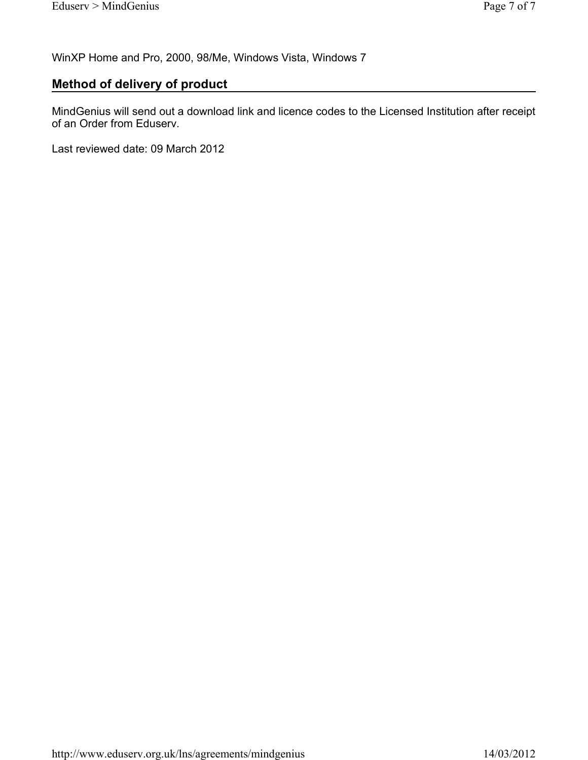WinXP Home and Pro, 2000, 98/Me, Windows Vista, Windows 7

## Method of delivery of product

MindGenius will send out a download link and licence codes to the Licensed Institution after receipt of an Order from Eduserv.

Last reviewed date: 09 March 2012